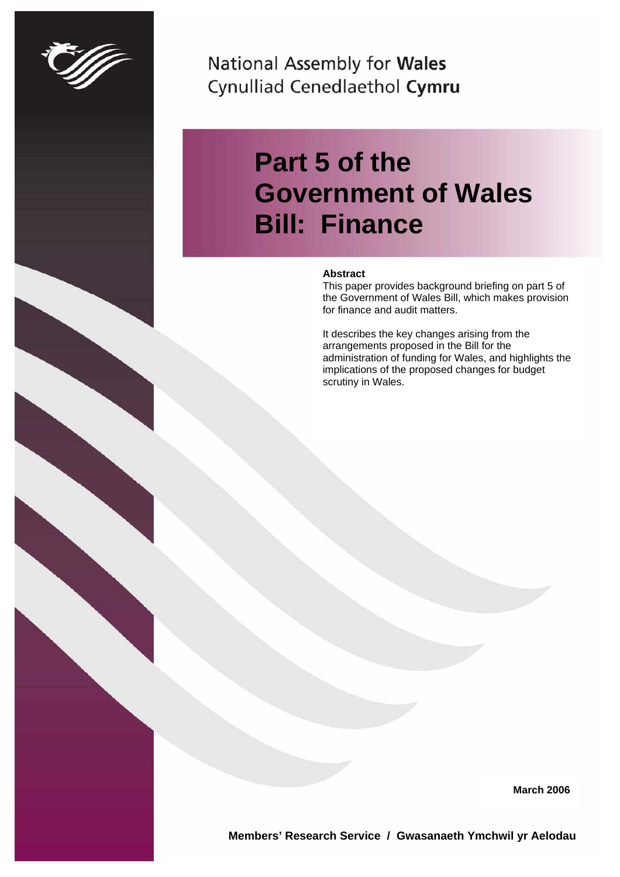National Assembly for **Wales**
Cynulliad Cenedlaethol **Cymru**

# Part 5 of the Government of Wales Bill: Finance

**Abstract**

This paper provides background briefing on part 5 of the Government of Wales Bill, which makes provision for finance and audit matters.

It describes the key changes arising from the arrangements proposed in the Bill for the administration of funding for Wales, and highlights the implications of the proposed changes for budget scrutiny in Wales.

**March 2006**

**Members' Research Service / Gwasanaeth Ymchwil yr Aelodau**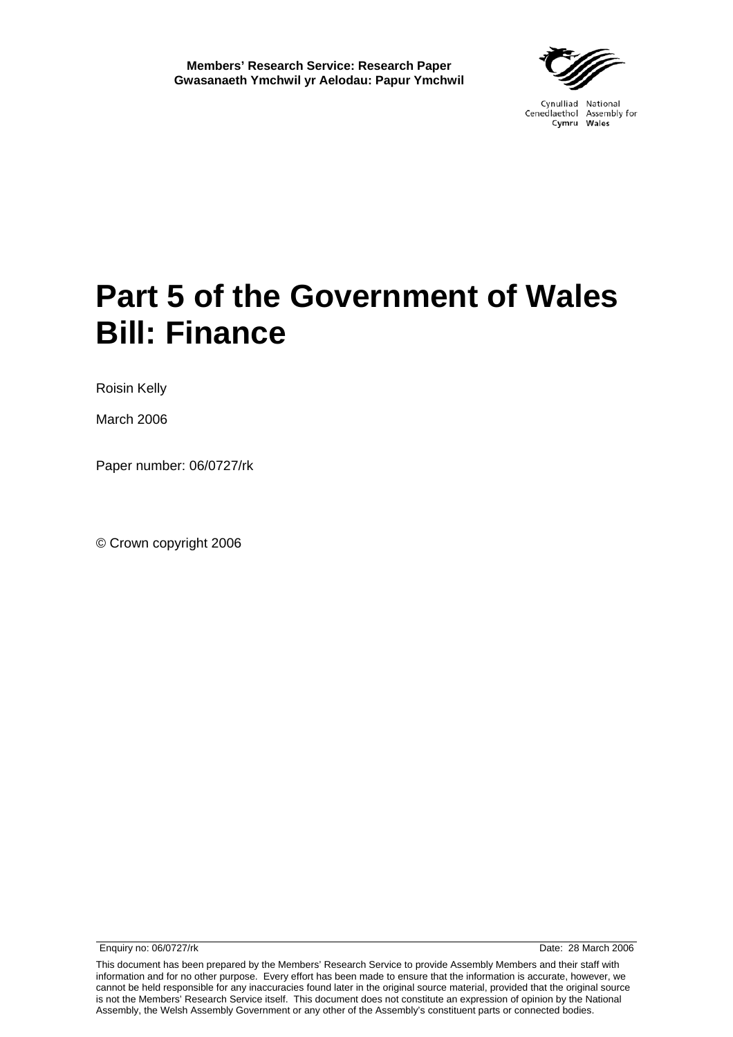**Members' Research Service: Research Paper**
**Gwasanaeth Ymchwil yr Aelodau: Papur Ymchwil**

Cynulliad Cenedlaethol Cymru
National Assembly for Wales

# Part 5 of the Government of Wales Bill: Finance

Roisin Kelly

March 2006

Paper number: 06/0727/rk

© Crown copyright 2006

Enquiry no: 06/0727/rk Date: 28 March 2006

This document has been prepared by the Members' Research Service to provide Assembly Members and their staff with information and for no other purpose. Every effort has been made to ensure that the information is accurate, however, we cannot be held responsible for any inaccuracies found later in the original source material, provided that the original source is not the Members' Research Service itself. This document does not constitute an expression of opinion by the National Assembly, the Welsh Assembly Government or any other of the Assembly's constituent parts or connected bodies.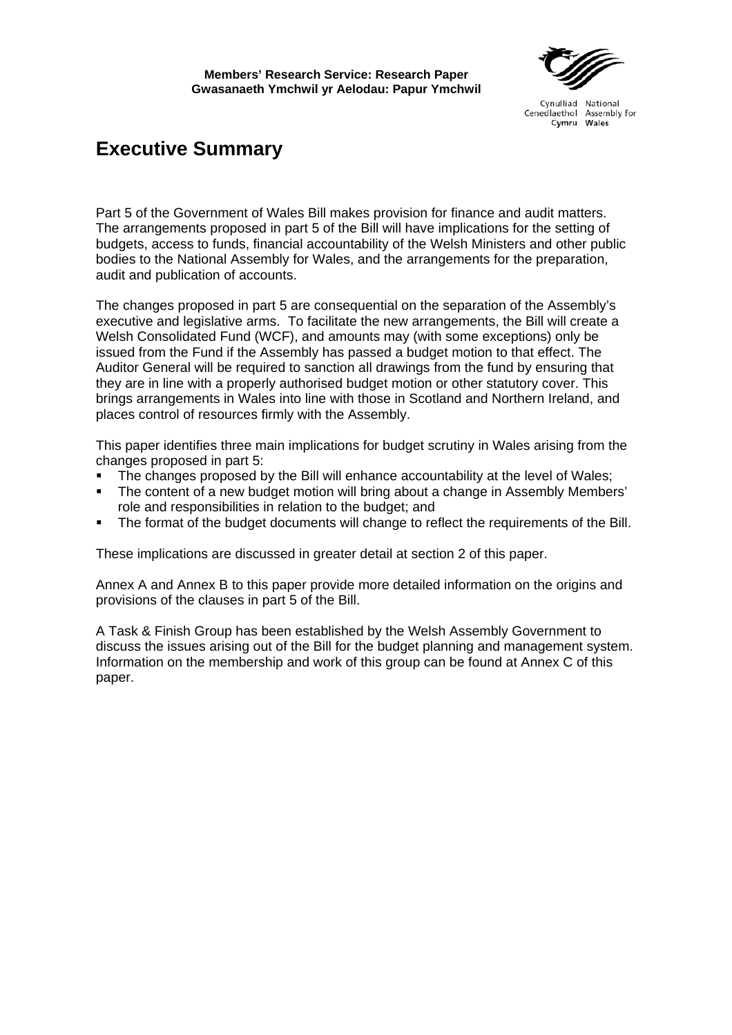# Executive Summary

Part 5 of the Government of Wales Bill makes provision for finance and audit matters. The arrangements proposed in part 5 of the Bill will have implications for the setting of budgets, access to funds, financial accountability of the Welsh Ministers and other public bodies to the National Assembly for Wales, and the arrangements for the preparation, audit and publication of accounts.

The changes proposed in part 5 are consequential on the separation of the Assembly's executive and legislative arms. To facilitate the new arrangements, the Bill will create a Welsh Consolidated Fund (WCF), and amounts may (with some exceptions) only be issued from the Fund if the Assembly has passed a budget motion to that effect. The Auditor General will be required to sanction all drawings from the fund by ensuring that they are in line with a properly authorised budget motion or other statutory cover. This brings arrangements in Wales into line with those in Scotland and Northern Ireland, and places control of resources firmly with the Assembly.

This paper identifies three main implications for budget scrutiny in Wales arising from the changes proposed in part 5:

- The changes proposed by the Bill will enhance accountability at the level of Wales;
- The content of a new budget motion will bring about a change in Assembly Members' role and responsibilities in relation to the budget; and
- The format of the budget documents will change to reflect the requirements of the Bill.

These implications are discussed in greater detail at section 2 of this paper.

Annex A and Annex B to this paper provide more detailed information on the origins and provisions of the clauses in part 5 of the Bill.

A Task & Finish Group has been established by the Welsh Assembly Government to discuss the issues arising out of the Bill for the budget planning and management system. Information on the membership and work of this group can be found at Annex C of this paper.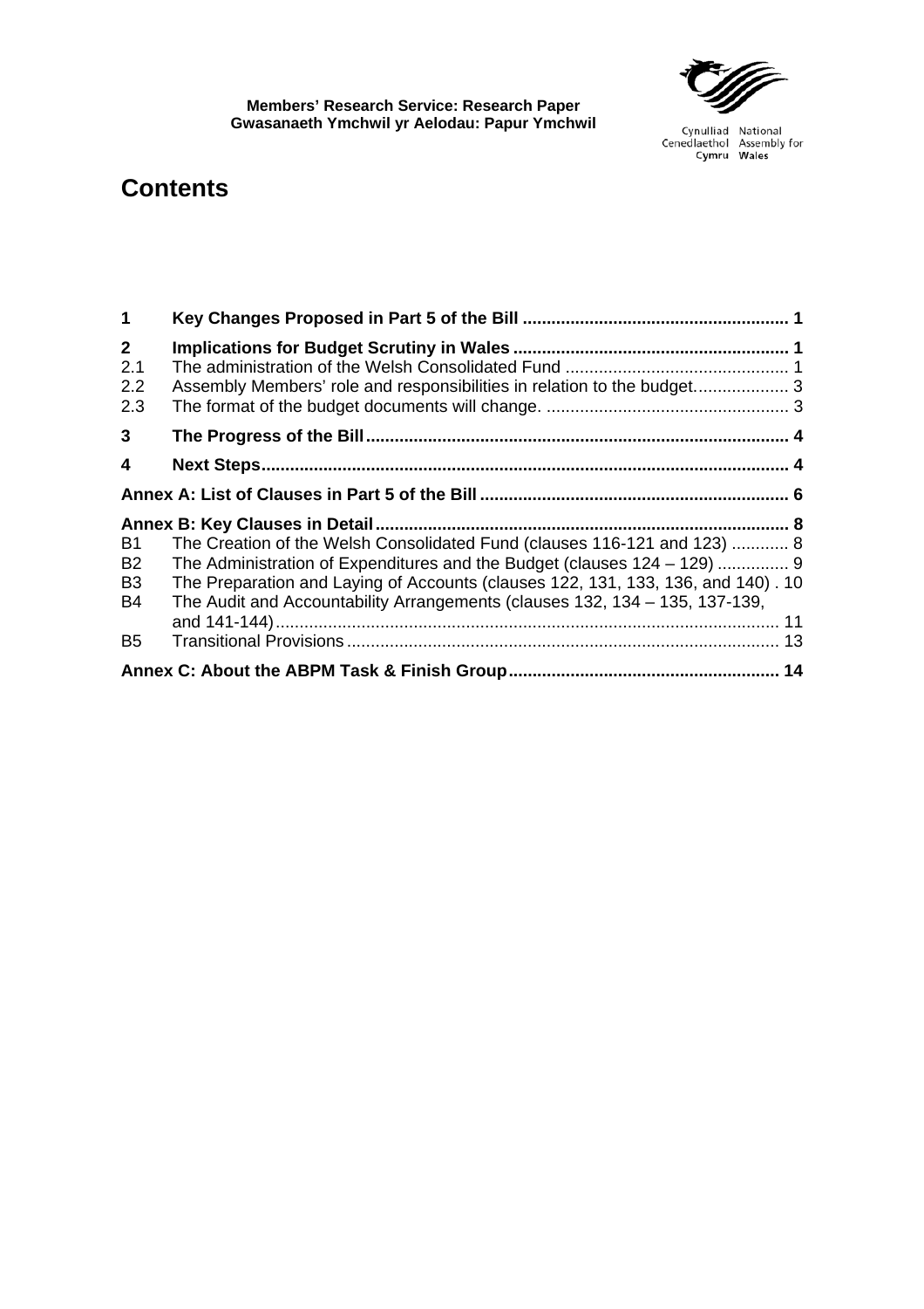# Contents

| | | |
|---|---|---|
| **1** | **Key Changes Proposed in Part 5 of the Bill** | **1** |
| **2** | **Implications for Budget Scrutiny in Wales** | **1** |
| 2.1 | The administration of the Welsh Consolidated Fund | 1 |
| 2.2 | Assembly Members' role and responsibilities in relation to the budget. | 3 |
| 2.3 | The format of the budget documents will change. | 3 |
| **3** | **The Progress of the Bill** | **4** |
| **4** | **Next Steps** | **4** |
| **Annex A: List of Clauses in Part 5 of the Bill** | | **6** |
| **Annex B: Key Clauses in Detail** | | **8** |
| B1 | The Creation of the Welsh Consolidated Fund (clauses 116-121 and 123) | 8 |
| B2 | The Administration of Expenditures and the Budget (clauses 124 – 129) | 9 |
| B3 | The Preparation and Laying of Accounts (clauses 122, 131, 133, 136, and 140) | 10 |
| B4 | The Audit and Accountability Arrangements (clauses 132, 134 – 135, 137-139, and 141-144) | 11 |
| B5 | Transitional Provisions | 13 |
| **Annex C: About the ABPM Task & Finish Group** | | **14** |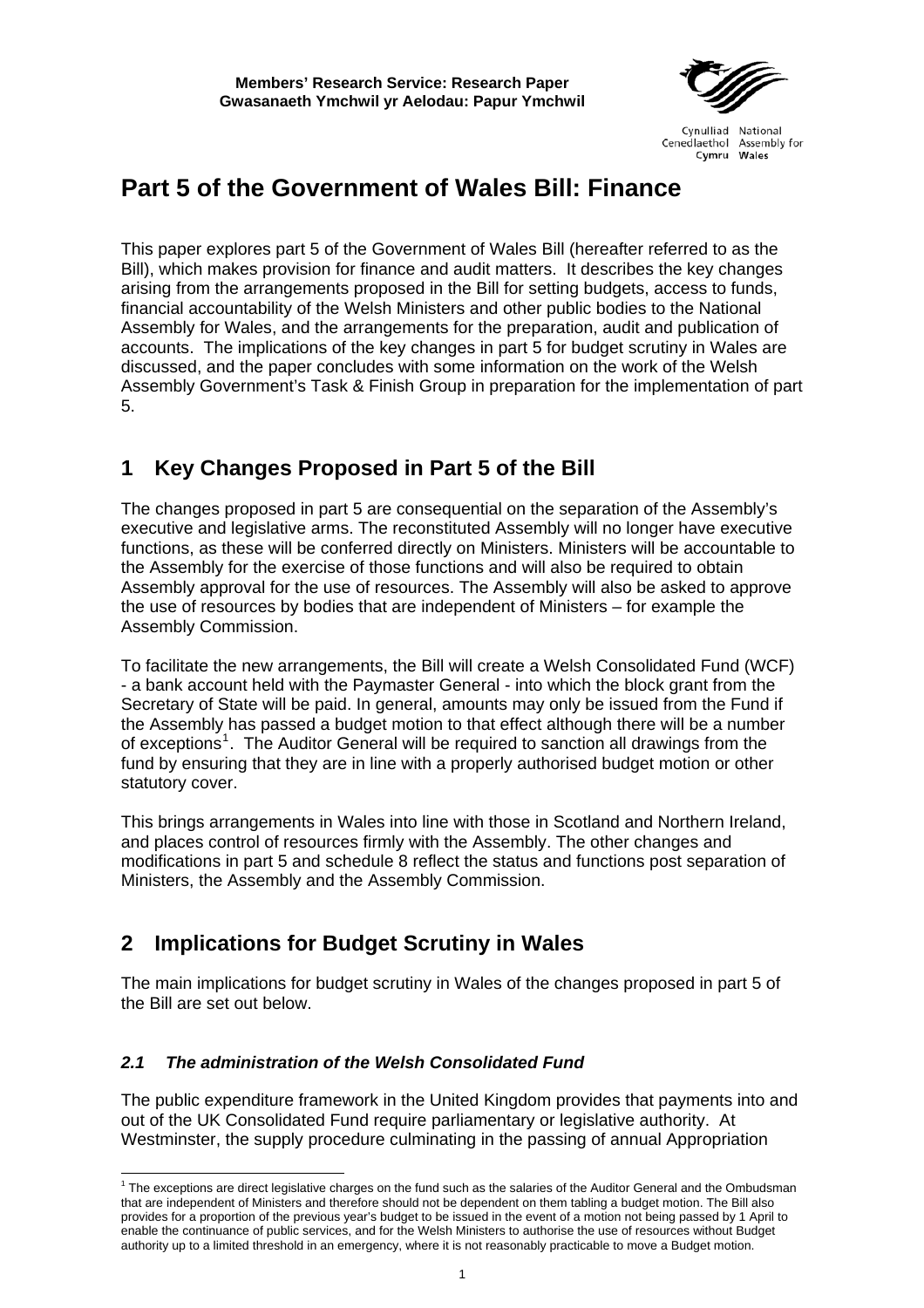**Members' Research Service: Research Paper**
**Gwasanaeth Ymchwil yr Aelodau: Papur Ymchwil**

# Part 5 of the Government of Wales Bill: Finance

This paper explores part 5 of the Government of Wales Bill (hereafter referred to as the Bill), which makes provision for finance and audit matters. It describes the key changes arising from the arrangements proposed in the Bill for setting budgets, access to funds, financial accountability of the Welsh Ministers and other public bodies to the National Assembly for Wales, and the arrangements for the preparation, audit and publication of accounts. The implications of the key changes in part 5 for budget scrutiny in Wales are discussed, and the paper concludes with some information on the work of the Welsh Assembly Government's Task & Finish Group in preparation for the implementation of part 5.

## 1 Key Changes Proposed in Part 5 of the Bill

The changes proposed in part 5 are consequential on the separation of the Assembly's executive and legislative arms. The reconstituted Assembly will no longer have executive functions, as these will be conferred directly on Ministers. Ministers will be accountable to the Assembly for the exercise of those functions and will also be required to obtain Assembly approval for the use of resources. The Assembly will also be asked to approve the use of resources by bodies that are independent of Ministers – for example the Assembly Commission.

To facilitate the new arrangements, the Bill will create a Welsh Consolidated Fund (WCF) - a bank account held with the Paymaster General - into which the block grant from the Secretary of State will be paid. In general, amounts may only be issued from the Fund if the Assembly has passed a budget motion to that effect although there will be a number of exceptions[1]. The Auditor General will be required to sanction all drawings from the fund by ensuring that they are in line with a properly authorised budget motion or other statutory cover.

This brings arrangements in Wales into line with those in Scotland and Northern Ireland, and places control of resources firmly with the Assembly. The other changes and modifications in part 5 and schedule 8 reflect the status and functions post separation of Ministers, the Assembly and the Assembly Commission.

## 2 Implications for Budget Scrutiny in Wales

The main implications for budget scrutiny in Wales of the changes proposed in part 5 of the Bill are set out below.

### *2.1 The administration of the Welsh Consolidated Fund*

The public expenditure framework in the United Kingdom provides that payments into and out of the UK Consolidated Fund require parliamentary or legislative authority. At Westminster, the supply procedure culminating in the passing of annual Appropriation

[1] The exceptions are direct legislative charges on the fund such as the salaries of the Auditor General and the Ombudsman that are independent of Ministers and therefore should not be dependent on them tabling a budget motion. The Bill also provides for a proportion of the previous year's budget to be issued in the event of a motion not being passed by 1 April to enable the continuance of public services, and for the Welsh Ministers to authorise the use of resources without Budget authority up to a limited threshold in an emergency, where it is not reasonably practicable to move a Budget motion.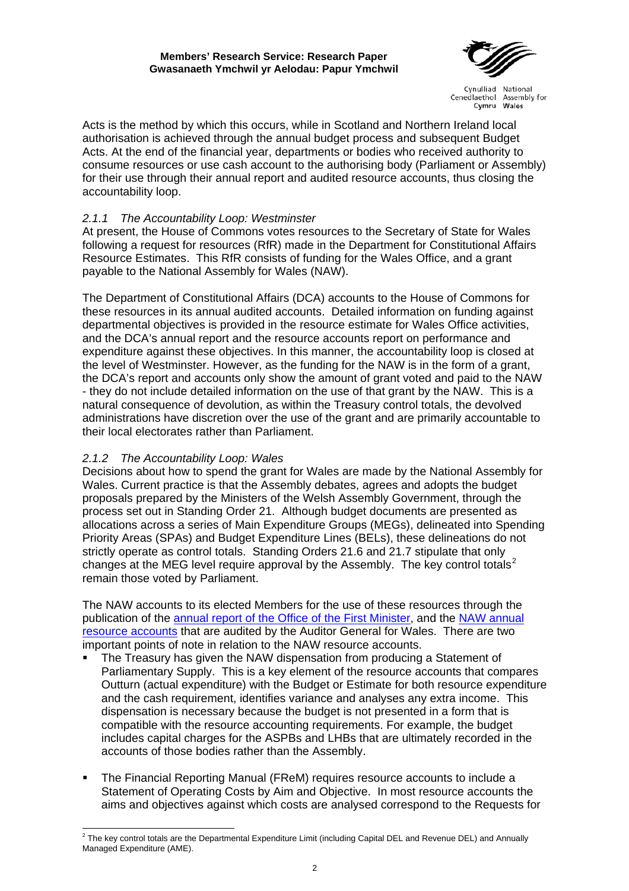Acts is the method by which this occurs, while in Scotland and Northern Ireland local authorisation is achieved through the annual budget process and subsequent Budget Acts. At the end of the financial year, departments or bodies who received authority to consume resources or use cash account to the authorising body (Parliament or Assembly) for their use through their annual report and audited resource accounts, thus closing the accountability loop.

### *2.1.1 The Accountability Loop: Westminster*

At present, the House of Commons votes resources to the Secretary of State for Wales following a request for resources (RfR) made in the Department for Constitutional Affairs Resource Estimates. This RfR consists of funding for the Wales Office, and a grant payable to the National Assembly for Wales (NAW).

The Department of Constitutional Affairs (DCA) accounts to the House of Commons for these resources in its annual audited accounts. Detailed information on funding against departmental objectives is provided in the resource estimate for Wales Office activities, and the DCA's annual report and the resource accounts report on performance and expenditure against these objectives. In this manner, the accountability loop is closed at the level of Westminster. However, as the funding for the NAW is in the form of a grant, the DCA's report and accounts only show the amount of grant voted and paid to the NAW - they do not include detailed information on the use of that grant by the NAW. This is a natural consequence of devolution, as within the Treasury control totals, the devolved administrations have discretion over the use of the grant and are primarily accountable to their local electorates rather than Parliament.

### *2.1.2 The Accountability Loop: Wales*

Decisions about how to spend the grant for Wales are made by the National Assembly for Wales. Current practice is that the Assembly debates, agrees and adopts the budget proposals prepared by the Ministers of the Welsh Assembly Government, through the process set out in Standing Order 21. Although budget documents are presented as allocations across a series of Main Expenditure Groups (MEGs), delineated into Spending Priority Areas (SPAs) and Budget Expenditure Lines (BELs), these delineations do not strictly operate as control totals. Standing Orders 21.6 and 21.7 stipulate that only changes at the MEG level require approval by the Assembly. The key control totals[2] remain those voted by Parliament.

The NAW accounts to its elected Members for the use of these resources through the publication of the annual report of the Office of the First Minister, and the NAW annual resource accounts that are audited by the Auditor General for Wales. There are two important points of note in relation to the NAW resource accounts.

- The Treasury has given the NAW dispensation from producing a Statement of Parliamentary Supply. This is a key element of the resource accounts that compares Outturn (actual expenditure) with the Budget or Estimate for both resource expenditure and the cash requirement, identifies variance and analyses any extra income. This dispensation is necessary because the budget is not presented in a form that is compatible with the resource accounting requirements. For example, the budget includes capital charges for the ASPBs and LHBs that are ultimately recorded in the accounts of those bodies rather than the Assembly.

- The Financial Reporting Manual (FReM) requires resource accounts to include a Statement of Operating Costs by Aim and Objective. In most resource accounts the aims and objectives against which costs are analysed correspond to the Requests for

---

[2] The key control totals are the Departmental Expenditure Limit (including Capital DEL and Revenue DEL) and Annually Managed Expenditure (AME).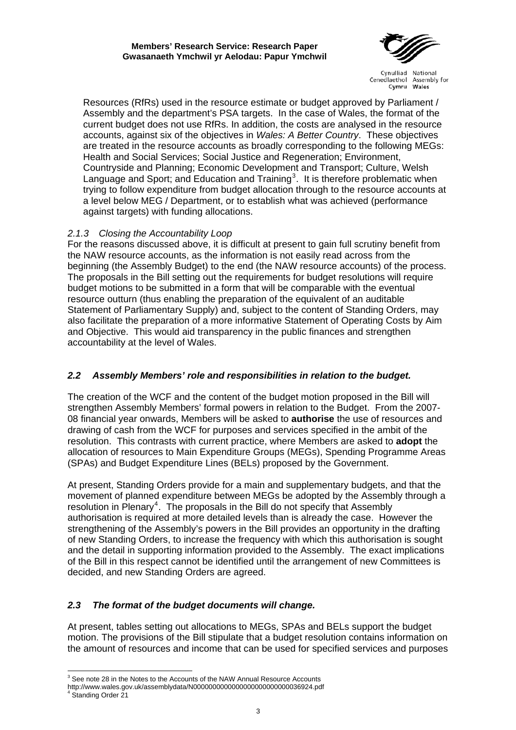Resources (RfRs) used in the resource estimate or budget approved by Parliament / Assembly and the department's PSA targets. In the case of Wales, the format of the current budget does not use RfRs. In addition, the costs are analysed in the resource accounts, against six of the objectives in *Wales: A Better Country*. These objectives are treated in the resource accounts as broadly corresponding to the following MEGs: Health and Social Services; Social Justice and Regeneration; Environment, Countryside and Planning; Economic Development and Transport; Culture, Welsh Language and Sport; and Education and Training[3]. It is therefore problematic when trying to follow expenditure from budget allocation through to the resource accounts at a level below MEG / Department, or to establish what was achieved (performance against targets) with funding allocations.

#### *2.1.3 Closing the Accountability Loop*

For the reasons discussed above, it is difficult at present to gain full scrutiny benefit from the NAW resource accounts, as the information is not easily read across from the beginning (the Assembly Budget) to the end (the NAW resource accounts) of the process. The proposals in the Bill setting out the requirements for budget resolutions will require budget motions to be submitted in a form that will be comparable with the eventual resource outturn (thus enabling the preparation of the equivalent of an auditable Statement of Parliamentary Supply) and, subject to the content of Standing Orders, may also facilitate the preparation of a more informative Statement of Operating Costs by Aim and Objective. This would aid transparency in the public finances and strengthen accountability at the level of Wales.

### *2.2 Assembly Members' role and responsibilities in relation to the budget.*

The creation of the WCF and the content of the budget motion proposed in the Bill will strengthen Assembly Members' formal powers in relation to the Budget. From the 2007-08 financial year onwards, Members will be asked to **authorise** the use of resources and drawing of cash from the WCF for purposes and services specified in the ambit of the resolution. This contrasts with current practice, where Members are asked to **adopt** the allocation of resources to Main Expenditure Groups (MEGs), Spending Programme Areas (SPAs) and Budget Expenditure Lines (BELs) proposed by the Government.

At present, Standing Orders provide for a main and supplementary budgets, and that the movement of planned expenditure between MEGs be adopted by the Assembly through a resolution in Plenary[4]. The proposals in the Bill do not specify that Assembly authorisation is required at more detailed levels than is already the case. However the strengthening of the Assembly's powers in the Bill provides an opportunity in the drafting of new Standing Orders, to increase the frequency with which this authorisation is sought and the detail in supporting information provided to the Assembly. The exact implications of the Bill in this respect cannot be identified until the arrangement of new Committees is decided, and new Standing Orders are agreed.

### *2.3 The format of the budget documents will change.*

At present, tables setting out allocations to MEGs, SPAs and BELs support the budget motion. The provisions of the Bill stipulate that a budget resolution contains information on the amount of resources and income that can be used for specified services and purposes

---

[3] See note 28 in the Notes to the Accounts of the NAW Annual Resource Accounts http://www.wales.gov.uk/assemblydata/N0000000000000000000000000036924.pdf

[4] Standing Order 21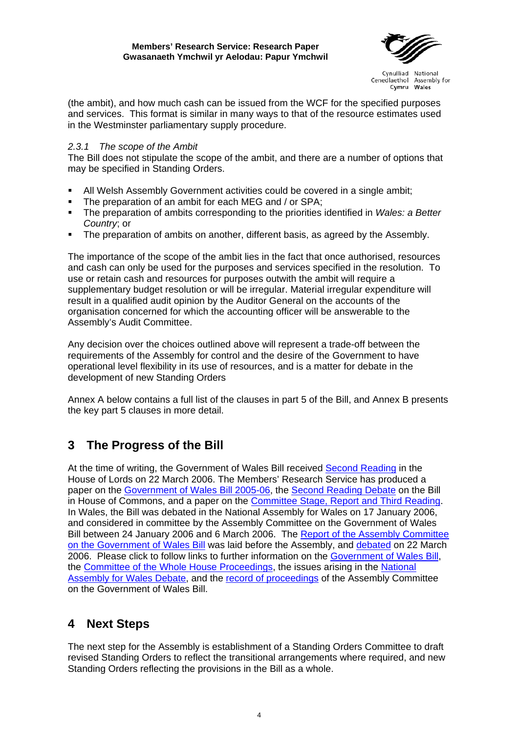(the ambit), and how much cash can be issued from the WCF for the specified purposes and services. This format is similar in many ways to that of the resource estimates used in the Westminster parliamentary supply procedure.

### *2.3.1 The scope of the Ambit*

The Bill does not stipulate the scope of the ambit, and there are a number of options that may be specified in Standing Orders.

- All Welsh Assembly Government activities could be covered in a single ambit;
- The preparation of an ambit for each MEG and / or SPA;
- The preparation of ambits corresponding to the priorities identified in *Wales: a Better Country*; or
- The preparation of ambits on another, different basis, as agreed by the Assembly.

The importance of the scope of the ambit lies in the fact that once authorised, resources and cash can only be used for the purposes and services specified in the resolution. To use or retain cash and resources for purposes outwith the ambit will require a supplementary budget resolution or will be irregular. Material irregular expenditure will result in a qualified audit opinion by the Auditor General on the accounts of the organisation concerned for which the accounting officer will be answerable to the Assembly's Audit Committee.

Any decision over the choices outlined above will represent a trade-off between the requirements of the Assembly for control and the desire of the Government to have operational level flexibility in its use of resources, and is a matter for debate in the development of new Standing Orders

Annex A below contains a full list of the clauses in part 5 of the Bill, and Annex B presents the key part 5 clauses in more detail.

## 3 The Progress of the Bill

At the time of writing, the Government of Wales Bill received Second Reading in the House of Lords on 22 March 2006. The Members' Research Service has produced a paper on the Government of Wales Bill 2005-06, the Second Reading Debate on the Bill in House of Commons, and a paper on the Committee Stage, Report and Third Reading. In Wales, the Bill was debated in the National Assembly for Wales on 17 January 2006, and considered in committee by the Assembly Committee on the Government of Wales Bill between 24 January 2006 and 6 March 2006. The Report of the Assembly Committee on the Government of Wales Bill was laid before the Assembly, and debated on 22 March 2006. Please click to follow links to further information on the Government of Wales Bill, the Committee of the Whole House Proceedings, the issues arising in the National Assembly for Wales Debate, and the record of proceedings of the Assembly Committee on the Government of Wales Bill.

## 4 Next Steps

The next step for the Assembly is establishment of a Standing Orders Committee to draft revised Standing Orders to reflect the transitional arrangements where required, and new Standing Orders reflecting the provisions in the Bill as a whole.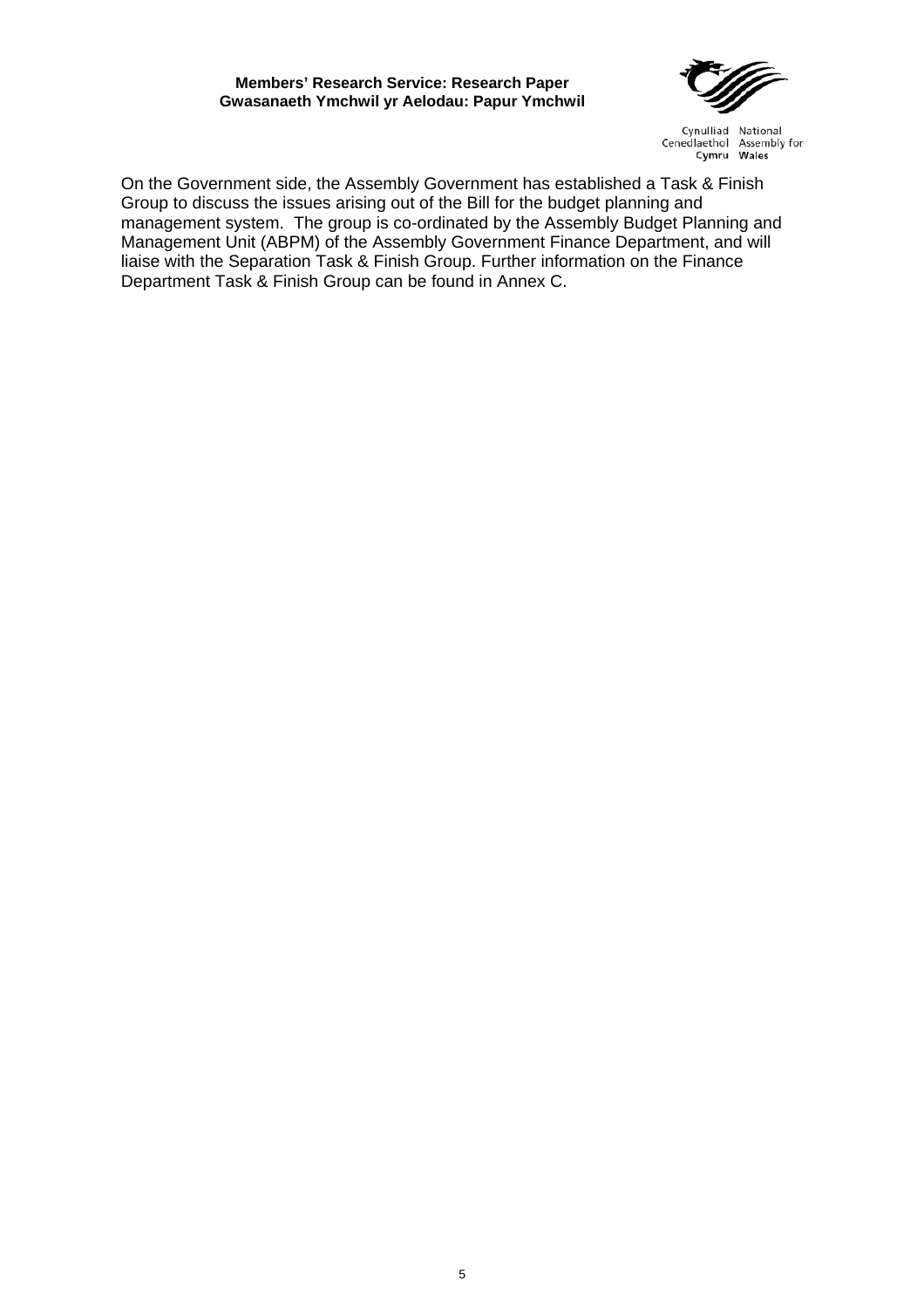On the Government side, the Assembly Government has established a Task & Finish Group to discuss the issues arising out of the Bill for the budget planning and management system. The group is co-ordinated by the Assembly Budget Planning and Management Unit (ABPM) of the Assembly Government Finance Department, and will liaise with the Separation Task & Finish Group. Further information on the Finance Department Task & Finish Group can be found in Annex C.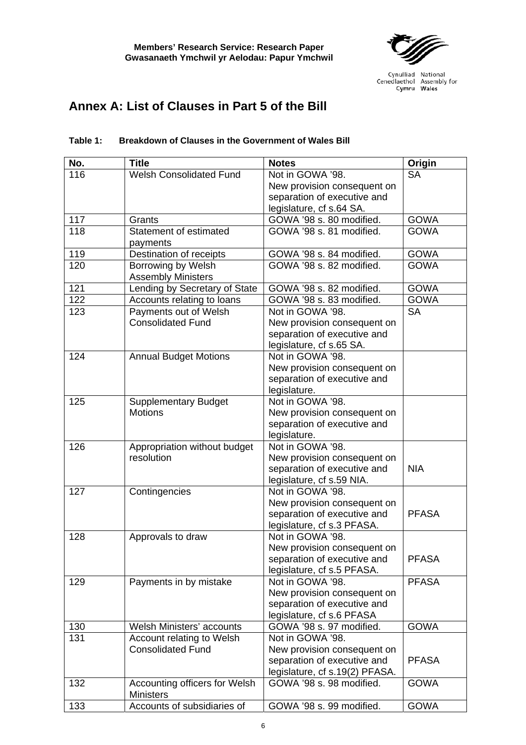# Annex A: List of Clauses in Part 5 of the Bill

**Table 1: Breakdown of Clauses in the Government of Wales Bill**

| No. | Title | Notes | Origin |
|---|---|---|---|
| 116 | Welsh Consolidated Fund | Not in GOWA '98. New provision consequent on separation of executive and legislature, cf s.64 SA. | SA |
| 117 | Grants | GOWA '98 s. 80 modified. | GOWA |
| 118 | Statement of estimated payments | GOWA '98 s. 81 modified. | GOWA |
| 119 | Destination of receipts | GOWA '98 s. 84 modified. | GOWA |
| 120 | Borrowing by Welsh Assembly Ministers | GOWA '98 s. 82 modified. | GOWA |
| 121 | Lending by Secretary of State | GOWA '98 s. 82 modified. | GOWA |
| 122 | Accounts relating to loans | GOWA '98 s. 83 modified. | GOWA |
| 123 | Payments out of Welsh Consolidated Fund | Not in GOWA '98. New provision consequent on separation of executive and legislature, cf s.65 SA. | SA |
| 124 | Annual Budget Motions | Not in GOWA '98. New provision consequent on separation of executive and legislature. | |
| 125 | Supplementary Budget Motions | Not in GOWA '98. New provision consequent on separation of executive and legislature. | |
| 126 | Appropriation without budget resolution | Not in GOWA '98. New provision consequent on separation of executive and legislature, cf s.59 NIA. | NIA |
| 127 | Contingencies | Not in GOWA '98. New provision consequent on separation of executive and legislature, cf s.3 PFASA. | PFASA |
| 128 | Approvals to draw | Not in GOWA '98. New provision consequent on separation of executive and legislature, cf s.5 PFASA. | PFASA |
| 129 | Payments in by mistake | Not in GOWA '98. New provision consequent on separation of executive and legislature, cf s.6 PFASA | PFASA |
| 130 | Welsh Ministers' accounts | GOWA '98 s. 97 modified. | GOWA |
| 131 | Account relating to Welsh Consolidated Fund | Not in GOWA '98. New provision consequent on separation of executive and legislature, cf s.19(2) PFASA. | PFASA |
| 132 | Accounting officers for Welsh Ministers | GOWA '98 s. 98 modified. | GOWA |
| 133 | Accounts of subsidiaries of | GOWA '98 s. 99 modified. | GOWA |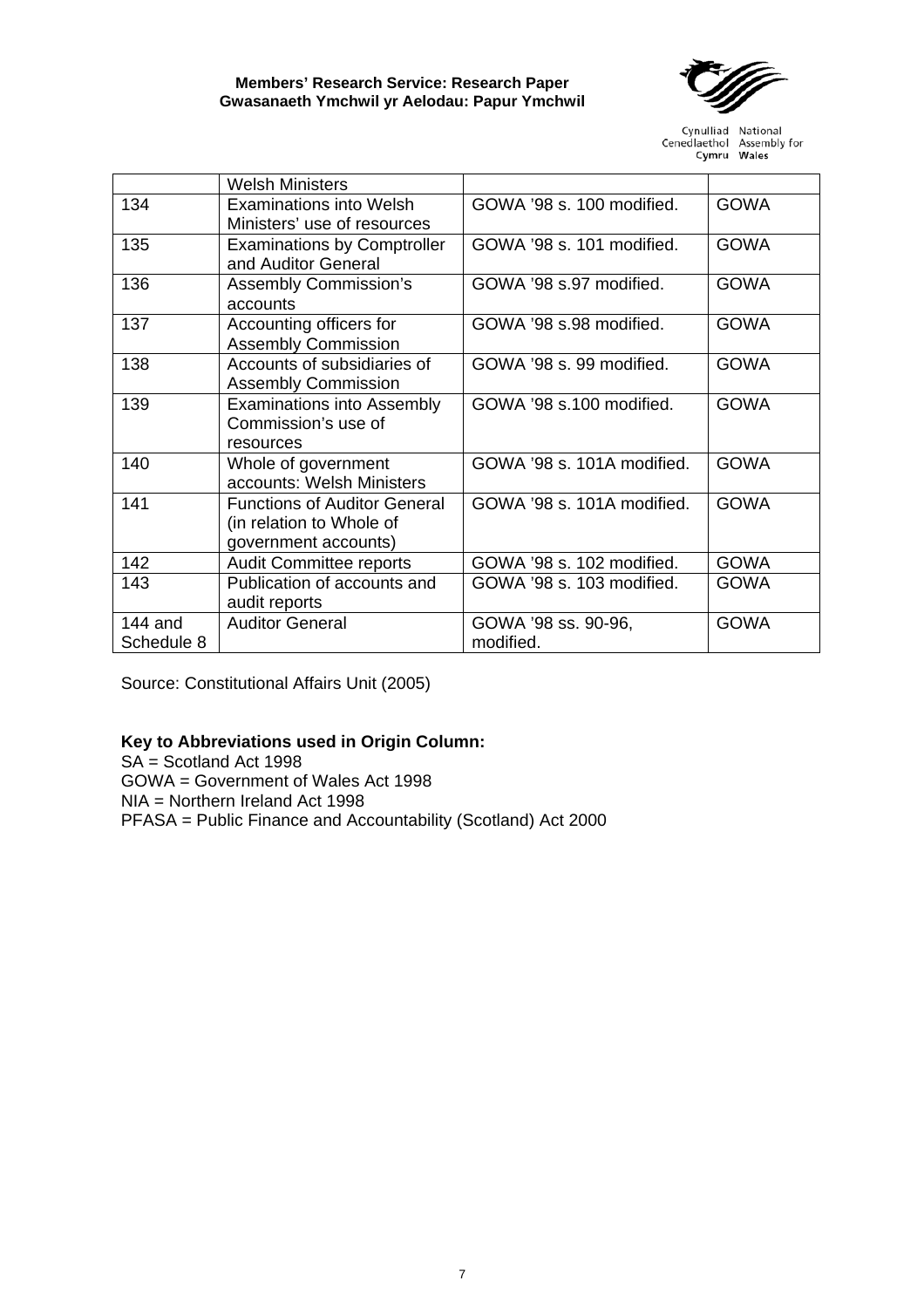|  | Welsh Ministers |  |  |
|---|---|---|---|
| 134 | Examinations into Welsh Ministers' use of resources | GOWA '98 s. 100 modified. | GOWA |
| 135 | Examinations by Comptroller and Auditor General | GOWA '98 s. 101 modified. | GOWA |
| 136 | Assembly Commission's accounts | GOWA '98 s.97 modified. | GOWA |
| 137 | Accounting officers for Assembly Commission | GOWA '98 s.98 modified. | GOWA |
| 138 | Accounts of subsidiaries of Assembly Commission | GOWA '98 s. 99 modified. | GOWA |
| 139 | Examinations into Assembly Commission's use of resources | GOWA '98 s.100 modified. | GOWA |
| 140 | Whole of government accounts: Welsh Ministers | GOWA '98 s. 101A modified. | GOWA |
| 141 | Functions of Auditor General (in relation to Whole of government accounts) | GOWA '98 s. 101A modified. | GOWA |
| 142 | Audit Committee reports | GOWA '98 s. 102 modified. | GOWA |
| 143 | Publication of accounts and audit reports | GOWA '98 s. 103 modified. | GOWA |
| 144 and Schedule 8 | Auditor General | GOWA '98 ss. 90-96, modified. | GOWA |

Source: Constitutional Affairs Unit (2005)

**Key to Abbreviations used in Origin Column:**

SA = Scotland Act 1998
GOWA = Government of Wales Act 1998
NIA = Northern Ireland Act 1998
PFASA = Public Finance and Accountability (Scotland) Act 2000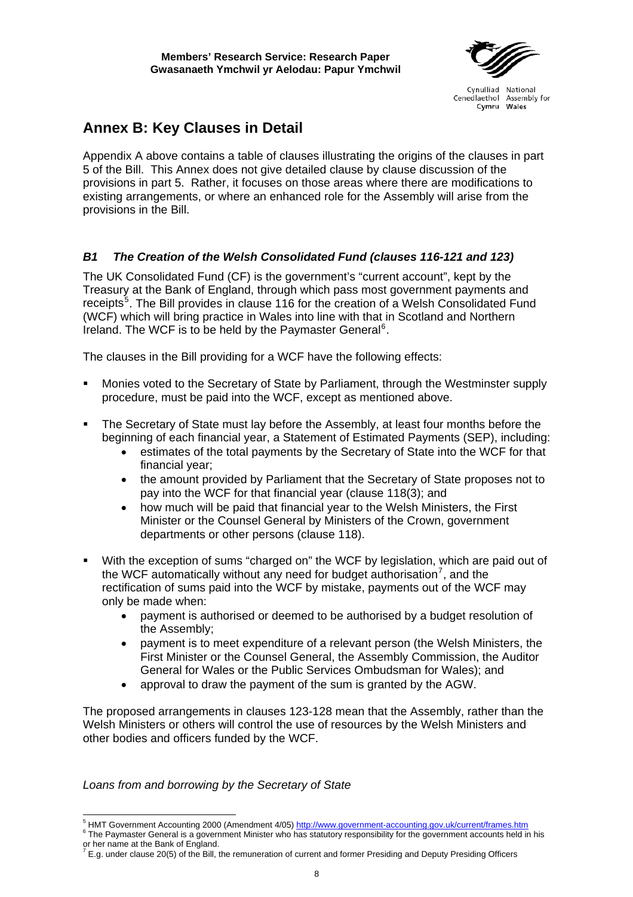## Annex B: Key Clauses in Detail

Appendix A above contains a table of clauses illustrating the origins of the clauses in part 5 of the Bill. This Annex does not give detailed clause by clause discussion of the provisions in part 5. Rather, it focuses on those areas where there are modifications to existing arrangements, or where an enhanced role for the Assembly will arise from the provisions in the Bill.

### *B1 The Creation of the Welsh Consolidated Fund (clauses 116-121 and 123)*

The UK Consolidated Fund (CF) is the government's "current account", kept by the Treasury at the Bank of England, through which pass most government payments and receipts[5]. The Bill provides in clause 116 for the creation of a Welsh Consolidated Fund (WCF) which will bring practice in Wales into line with that in Scotland and Northern Ireland. The WCF is to be held by the Paymaster General[6].

The clauses in the Bill providing for a WCF have the following effects:

- Monies voted to the Secretary of State by Parliament, through the Westminster supply procedure, must be paid into the WCF, except as mentioned above.
- The Secretary of State must lay before the Assembly, at least four months before the beginning of each financial year, a Statement of Estimated Payments (SEP), including:
  - estimates of the total payments by the Secretary of State into the WCF for that financial year;
  - the amount provided by Parliament that the Secretary of State proposes not to pay into the WCF for that financial year (clause 118(3); and
  - how much will be paid that financial year to the Welsh Ministers, the First Minister or the Counsel General by Ministers of the Crown, government departments or other persons (clause 118).
- With the exception of sums "charged on" the WCF by legislation, which are paid out of the WCF automatically without any need for budget authorisation[7], and the rectification of sums paid into the WCF by mistake, payments out of the WCF may only be made when:
  - payment is authorised or deemed to be authorised by a budget resolution of the Assembly;
  - payment is to meet expenditure of a relevant person (the Welsh Ministers, the First Minister or the Counsel General, the Assembly Commission, the Auditor General for Wales or the Public Services Ombudsman for Wales); and
  - approval to draw the payment of the sum is granted by the AGW.

The proposed arrangements in clauses 123-128 mean that the Assembly, rather than the Welsh Ministers or others will control the use of resources by the Welsh Ministers and other bodies and officers funded by the WCF.

*Loans from and borrowing by the Secretary of State*

---

[5] HMT Government Accounting 2000 (Amendment 4/05) http://www.government-accounting.gov.uk/current/frames.htm

[6] The Paymaster General is a government Minister who has statutory responsibility for the government accounts held in his or her name at the Bank of England.

[7] E.g. under clause 20(5) of the Bill, the remuneration of current and former Presiding and Deputy Presiding Officers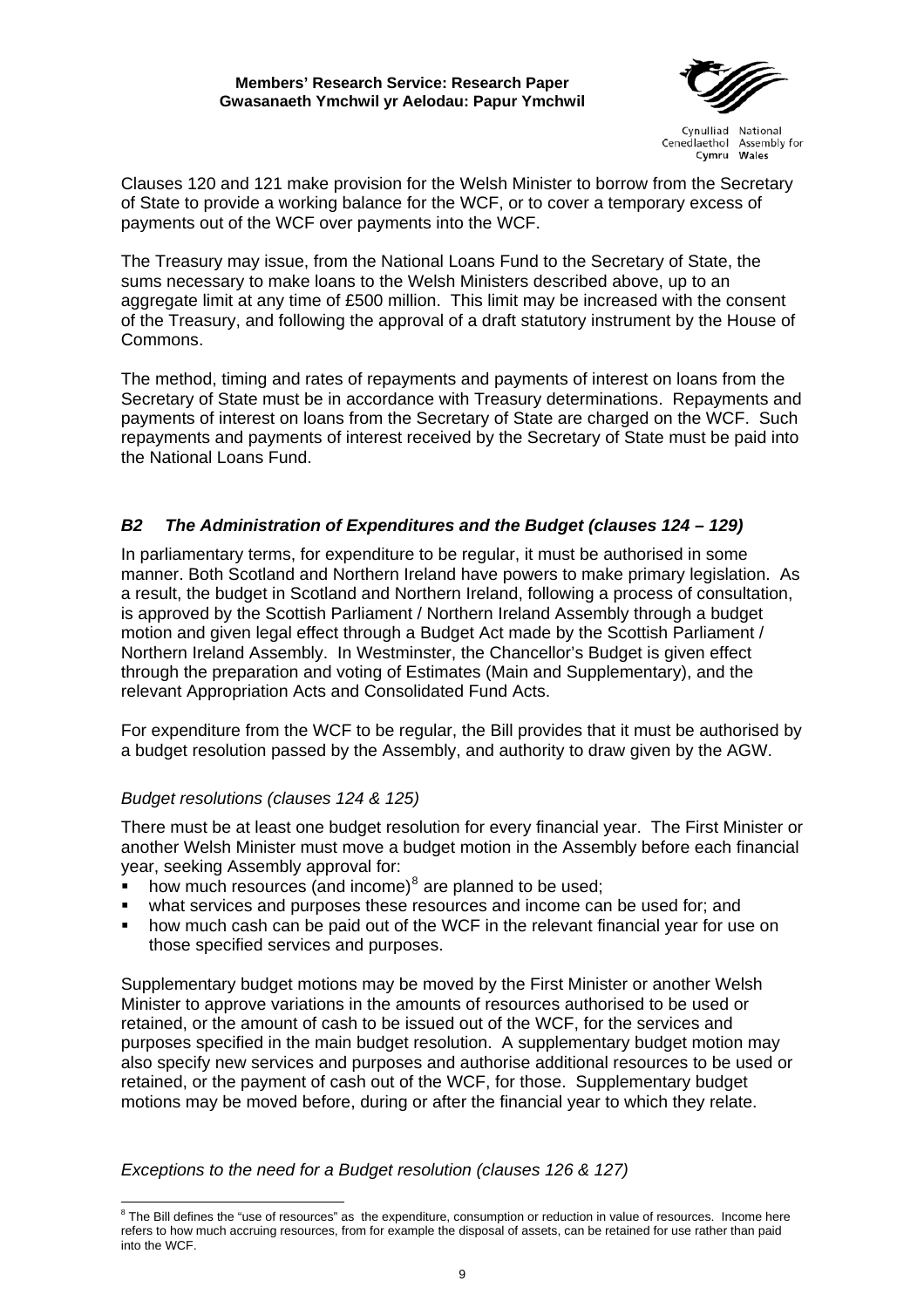Clauses 120 and 121 make provision for the Welsh Minister to borrow from the Secretary of State to provide a working balance for the WCF, or to cover a temporary excess of payments out of the WCF over payments into the WCF.

The Treasury may issue, from the National Loans Fund to the Secretary of State, the sums necessary to make loans to the Welsh Ministers described above, up to an aggregate limit at any time of £500 million. This limit may be increased with the consent of the Treasury, and following the approval of a draft statutory instrument by the House of Commons.

The method, timing and rates of repayments and payments of interest on loans from the Secretary of State must be in accordance with Treasury determinations. Repayments and payments of interest on loans from the Secretary of State are charged on the WCF. Such repayments and payments of interest received by the Secretary of State must be paid into the National Loans Fund.

### *B2 The Administration of Expenditures and the Budget (clauses 124 – 129)*

In parliamentary terms, for expenditure to be regular, it must be authorised in some manner. Both Scotland and Northern Ireland have powers to make primary legislation. As a result, the budget in Scotland and Northern Ireland, following a process of consultation, is approved by the Scottish Parliament / Northern Ireland Assembly through a budget motion and given legal effect through a Budget Act made by the Scottish Parliament / Northern Ireland Assembly. In Westminster, the Chancellor's Budget is given effect through the preparation and voting of Estimates (Main and Supplementary), and the relevant Appropriation Acts and Consolidated Fund Acts.

For expenditure from the WCF to be regular, the Bill provides that it must be authorised by a budget resolution passed by the Assembly, and authority to draw given by the AGW.

*Budget resolutions (clauses 124 & 125)*

There must be at least one budget resolution for every financial year. The First Minister or another Welsh Minister must move a budget motion in the Assembly before each financial year, seeking Assembly approval for:

- how much resources (and income)[8] are planned to be used;
- what services and purposes these resources and income can be used for; and
- how much cash can be paid out of the WCF in the relevant financial year for use on those specified services and purposes.

Supplementary budget motions may be moved by the First Minister or another Welsh Minister to approve variations in the amounts of resources authorised to be used or retained, or the amount of cash to be issued out of the WCF, for the services and purposes specified in the main budget resolution. A supplementary budget motion may also specify new services and purposes and authorise additional resources to be used or retained, or the payment of cash out of the WCF, for those. Supplementary budget motions may be moved before, during or after the financial year to which they relate.

*Exceptions to the need for a Budget resolution (clauses 126 & 127)*

[8] The Bill defines the "use of resources" as the expenditure, consumption or reduction in value of resources. Income here refers to how much accruing resources, from for example the disposal of assets, can be retained for use rather than paid into the WCF.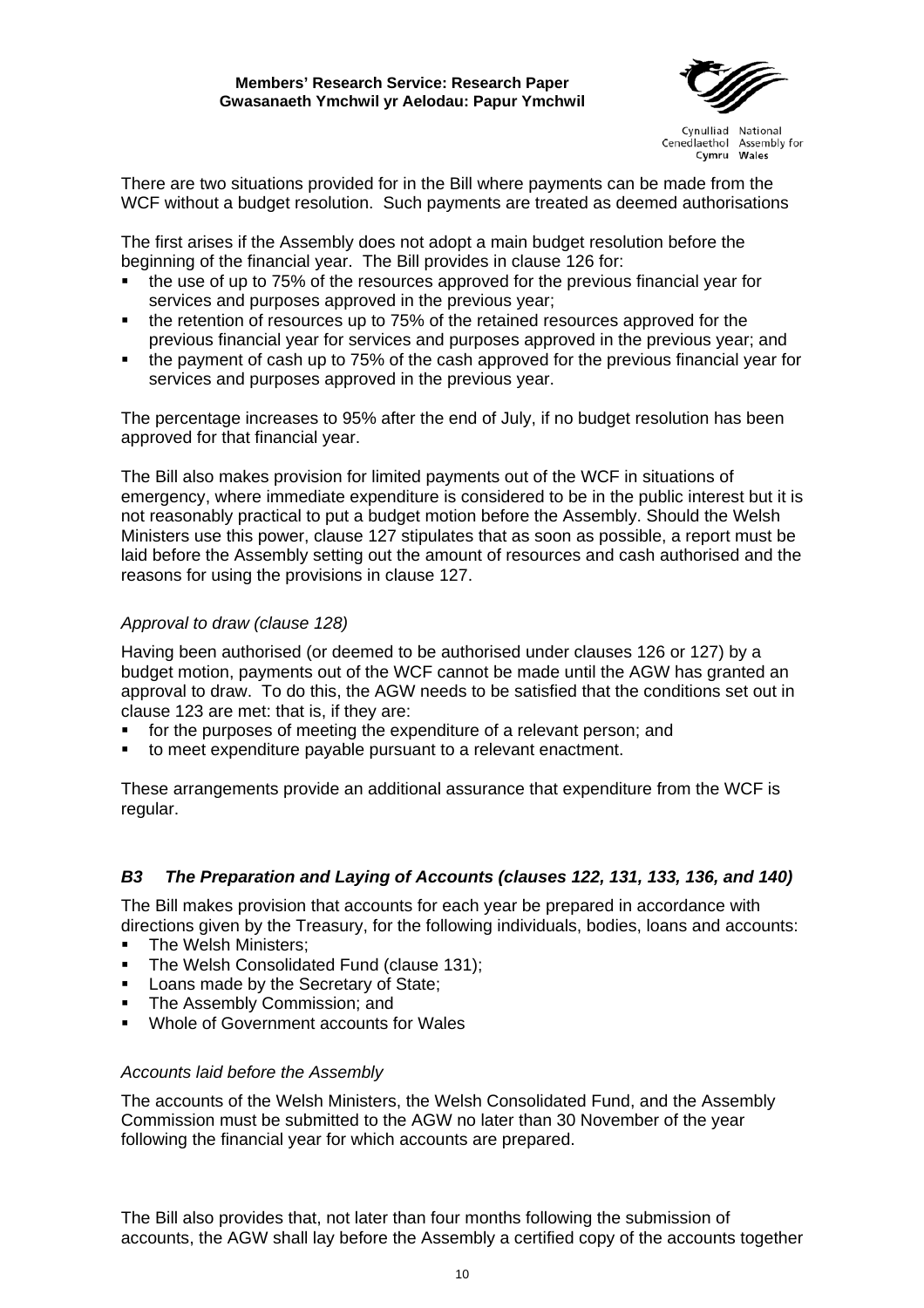There are two situations provided for in the Bill where payments can be made from the WCF without a budget resolution. Such payments are treated as deemed authorisations

The first arises if the Assembly does not adopt a main budget resolution before the beginning of the financial year. The Bill provides in clause 126 for:

- the use of up to 75% of the resources approved for the previous financial year for services and purposes approved in the previous year;
- the retention of resources up to 75% of the retained resources approved for the previous financial year for services and purposes approved in the previous year; and
- the payment of cash up to 75% of the cash approved for the previous financial year for services and purposes approved in the previous year.

The percentage increases to 95% after the end of July, if no budget resolution has been approved for that financial year.

The Bill also makes provision for limited payments out of the WCF in situations of emergency, where immediate expenditure is considered to be in the public interest but it is not reasonably practical to put a budget motion before the Assembly. Should the Welsh Ministers use this power, clause 127 stipulates that as soon as possible, a report must be laid before the Assembly setting out the amount of resources and cash authorised and the reasons for using the provisions in clause 127.

*Approval to draw (clause 128)*

Having been authorised (or deemed to be authorised under clauses 126 or 127) by a budget motion, payments out of the WCF cannot be made until the AGW has granted an approval to draw. To do this, the AGW needs to be satisfied that the conditions set out in clause 123 are met: that is, if they are:

- for the purposes of meeting the expenditure of a relevant person; and
- to meet expenditure payable pursuant to a relevant enactment.

These arrangements provide an additional assurance that expenditure from the WCF is regular.

### *B3 The Preparation and Laying of Accounts (clauses 122, 131, 133, 136, and 140)*

The Bill makes provision that accounts for each year be prepared in accordance with directions given by the Treasury, for the following individuals, bodies, loans and accounts:

- The Welsh Ministers;
- The Welsh Consolidated Fund (clause 131);
- Loans made by the Secretary of State;
- The Assembly Commission; and
- Whole of Government accounts for Wales

*Accounts laid before the Assembly*

The accounts of the Welsh Ministers, the Welsh Consolidated Fund, and the Assembly Commission must be submitted to the AGW no later than 30 November of the year following the financial year for which accounts are prepared.

The Bill also provides that, not later than four months following the submission of accounts, the AGW shall lay before the Assembly a certified copy of the accounts together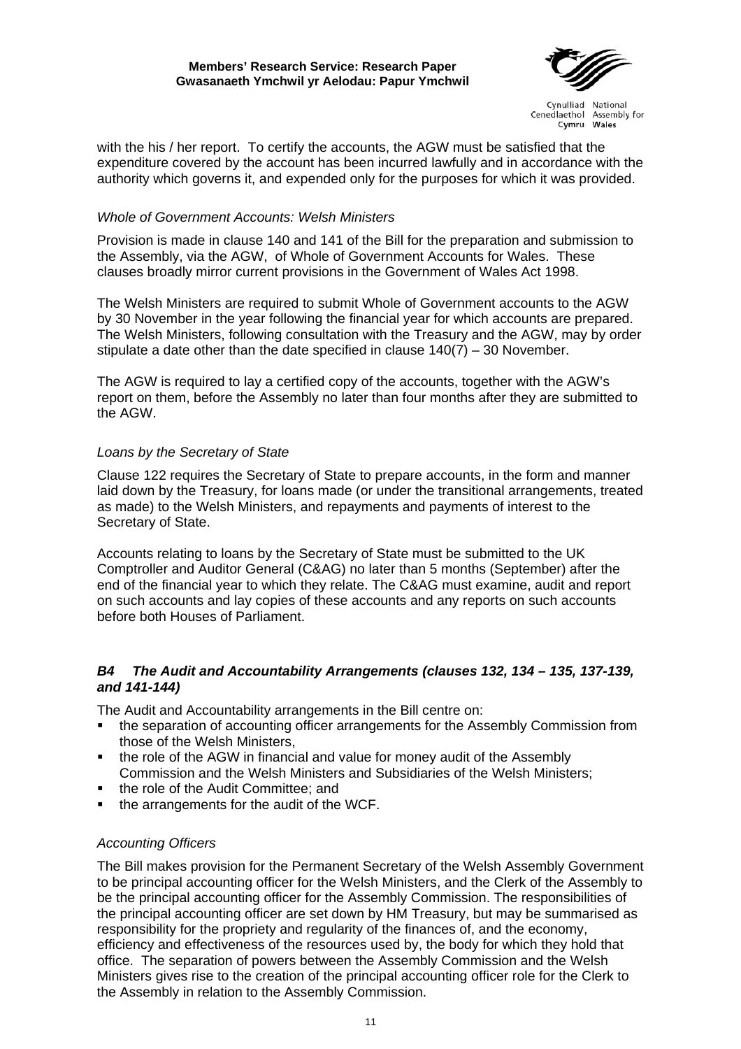with the his / her report. To certify the accounts, the AGW must be satisfied that the expenditure covered by the account has been incurred lawfully and in accordance with the authority which governs it, and expended only for the purposes for which it was provided.

*Whole of Government Accounts: Welsh Ministers*

Provision is made in clause 140 and 141 of the Bill for the preparation and submission to the Assembly, via the AGW, of Whole of Government Accounts for Wales. These clauses broadly mirror current provisions in the Government of Wales Act 1998.

The Welsh Ministers are required to submit Whole of Government accounts to the AGW by 30 November in the year following the financial year for which accounts are prepared. The Welsh Ministers, following consultation with the Treasury and the AGW, may by order stipulate a date other than the date specified in clause 140(7) – 30 November.

The AGW is required to lay a certified copy of the accounts, together with the AGW's report on them, before the Assembly no later than four months after they are submitted to the AGW.

*Loans by the Secretary of State*

Clause 122 requires the Secretary of State to prepare accounts, in the form and manner laid down by the Treasury, for loans made (or under the transitional arrangements, treated as made) to the Welsh Ministers, and repayments and payments of interest to the Secretary of State.

Accounts relating to loans by the Secretary of State must be submitted to the UK Comptroller and Auditor General (C&AG) no later than 5 months (September) after the end of the financial year to which they relate. The C&AG must examine, audit and report on such accounts and lay copies of these accounts and any reports on such accounts before both Houses of Parliament.

### *B4 The Audit and Accountability Arrangements (clauses 132, 134 – 135, 137-139, and 141-144)*

The Audit and Accountability arrangements in the Bill centre on:

- the separation of accounting officer arrangements for the Assembly Commission from those of the Welsh Ministers,
- the role of the AGW in financial and value for money audit of the Assembly Commission and the Welsh Ministers and Subsidiaries of the Welsh Ministers;
- the role of the Audit Committee; and
- the arrangements for the audit of the WCF.

*Accounting Officers*

The Bill makes provision for the Permanent Secretary of the Welsh Assembly Government to be principal accounting officer for the Welsh Ministers, and the Clerk of the Assembly to be the principal accounting officer for the Assembly Commission. The responsibilities of the principal accounting officer are set down by HM Treasury, but may be summarised as responsibility for the propriety and regularity of the finances of, and the economy, efficiency and effectiveness of the resources used by, the body for which they hold that office. The separation of powers between the Assembly Commission and the Welsh Ministers gives rise to the creation of the principal accounting officer role for the Clerk to the Assembly in relation to the Assembly Commission.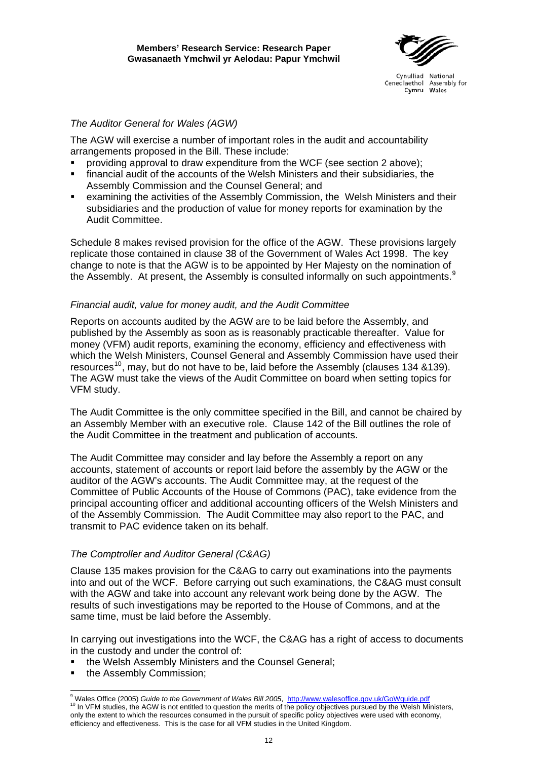*The Auditor General for Wales (AGW)*

The AGW will exercise a number of important roles in the audit and accountability arrangements proposed in the Bill. These include:

- providing approval to draw expenditure from the WCF (see section 2 above);
- financial audit of the accounts of the Welsh Ministers and their subsidiaries, the Assembly Commission and the Counsel General; and
- examining the activities of the Assembly Commission, the Welsh Ministers and their subsidiaries and the production of value for money reports for examination by the Audit Committee.

Schedule 8 makes revised provision for the office of the AGW. These provisions largely replicate those contained in clause 38 of the Government of Wales Act 1998. The key change to note is that the AGW is to be appointed by Her Majesty on the nomination of the Assembly. At present, the Assembly is consulted informally on such appointments.[9]

*Financial audit, value for money audit, and the Audit Committee*

Reports on accounts audited by the AGW are to be laid before the Assembly, and published by the Assembly as soon as is reasonably practicable thereafter. Value for money (VFM) audit reports, examining the economy, efficiency and effectiveness with which the Welsh Ministers, Counsel General and Assembly Commission have used their resources[10], may, but do not have to be, laid before the Assembly (clauses 134 &139). The AGW must take the views of the Audit Committee on board when setting topics for VFM study.

The Audit Committee is the only committee specified in the Bill, and cannot be chaired by an Assembly Member with an executive role. Clause 142 of the Bill outlines the role of the Audit Committee in the treatment and publication of accounts.

The Audit Committee may consider and lay before the Assembly a report on any accounts, statement of accounts or report laid before the assembly by the AGW or the auditor of the AGW's accounts. The Audit Committee may, at the request of the Committee of Public Accounts of the House of Commons (PAC), take evidence from the principal accounting officer and additional accounting officers of the Welsh Ministers and of the Assembly Commission. The Audit Committee may also report to the PAC, and transmit to PAC evidence taken on its behalf.

*The Comptroller and Auditor General (C&AG)*

Clause 135 makes provision for the C&AG to carry out examinations into the payments into and out of the WCF. Before carrying out such examinations, the C&AG must consult with the AGW and take into account any relevant work being done by the AGW. The results of such investigations may be reported to the House of Commons, and at the same time, must be laid before the Assembly.

In carrying out investigations into the WCF, the C&AG has a right of access to documents in the custody and under the control of:

- the Welsh Assembly Ministers and the Counsel General;
- the Assembly Commission;

---

[9] Wales Office (2005) *Guide to the Government of Wales Bill 2005*, http://www.walesoffice.gov.uk/GoWguide.pdf

[10] In VFM studies, the AGW is not entitled to question the merits of the policy objectives pursued by the Welsh Ministers, only the extent to which the resources consumed in the pursuit of specific policy objectives were used with economy, efficiency and effectiveness. This is the case for all VFM studies in the United Kingdom.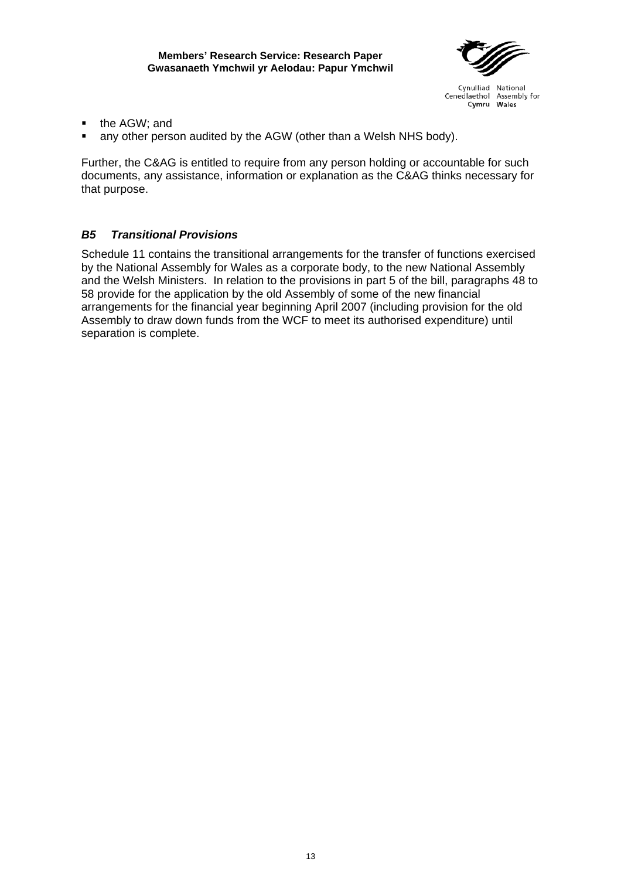- the AGW; and
- any other person audited by the AGW (other than a Welsh NHS body).

Further, the C&AG is entitled to require from any person holding or accountable for such documents, any assistance, information or explanation as the C&AG thinks necessary for that purpose.

### *B5 Transitional Provisions*

Schedule 11 contains the transitional arrangements for the transfer of functions exercised by the National Assembly for Wales as a corporate body, to the new National Assembly and the Welsh Ministers. In relation to the provisions in part 5 of the bill, paragraphs 48 to 58 provide for the application by the old Assembly of some of the new financial arrangements for the financial year beginning April 2007 (including provision for the old Assembly to draw down funds from the WCF to meet its authorised expenditure) until separation is complete.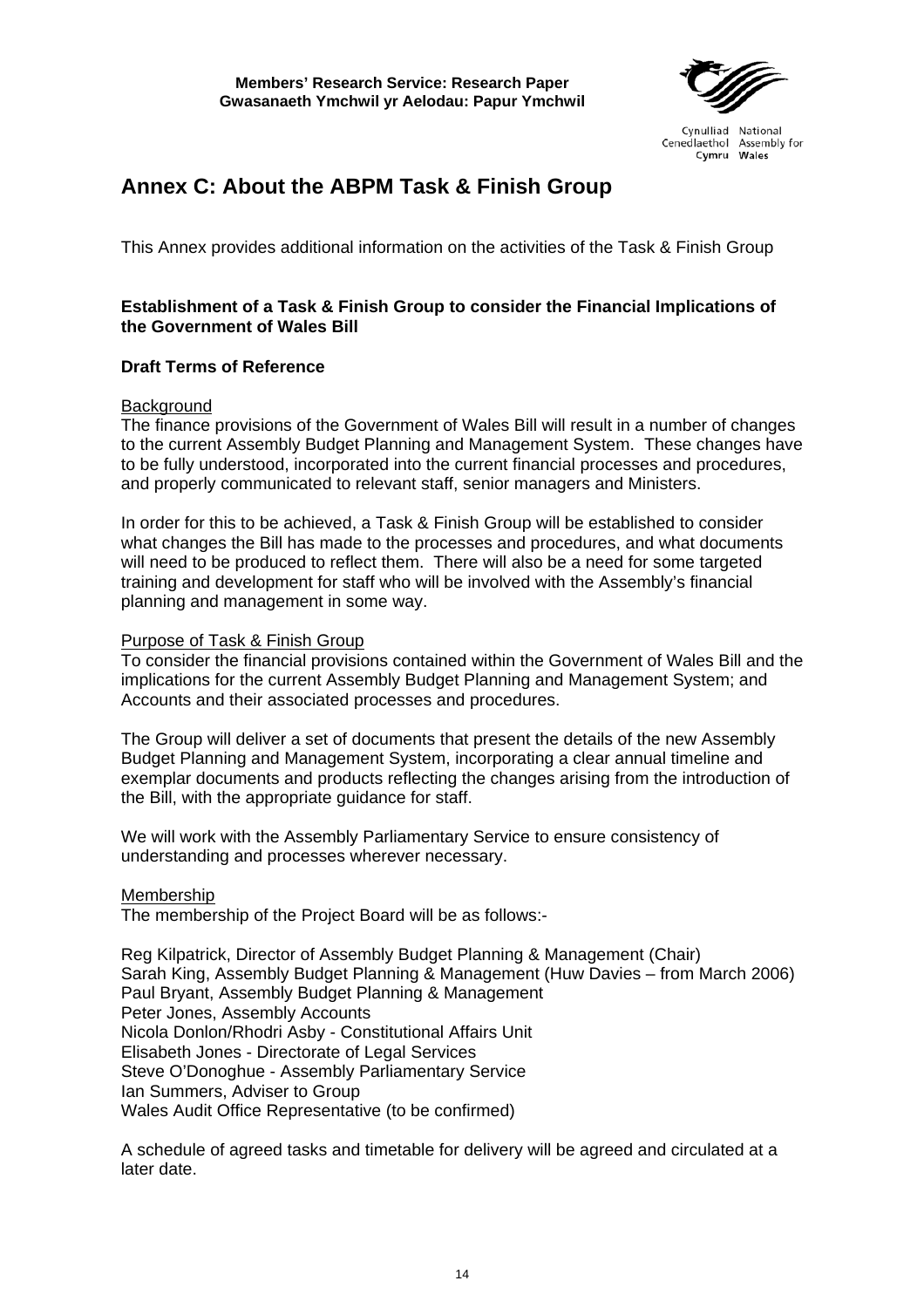# Annex C: About the ABPM Task & Finish Group

This Annex provides additional information on the activities of the Task & Finish Group

**Establishment of a Task & Finish Group to consider the Financial Implications of the Government of Wales Bill**

**Draft Terms of Reference**

Background

The finance provisions of the Government of Wales Bill will result in a number of changes to the current Assembly Budget Planning and Management System. These changes have to be fully understood, incorporated into the current financial processes and procedures, and properly communicated to relevant staff, senior managers and Ministers.

In order for this to be achieved, a Task & Finish Group will be established to consider what changes the Bill has made to the processes and procedures, and what documents will need to be produced to reflect them. There will also be a need for some targeted training and development for staff who will be involved with the Assembly's financial planning and management in some way.

Purpose of Task & Finish Group

To consider the financial provisions contained within the Government of Wales Bill and the implications for the current Assembly Budget Planning and Management System; and Accounts and their associated processes and procedures.

The Group will deliver a set of documents that present the details of the new Assembly Budget Planning and Management System, incorporating a clear annual timeline and exemplar documents and products reflecting the changes arising from the introduction of the Bill, with the appropriate guidance for staff.

We will work with the Assembly Parliamentary Service to ensure consistency of understanding and processes wherever necessary.

Membership

The membership of the Project Board will be as follows:-

Reg Kilpatrick, Director of Assembly Budget Planning & Management (Chair)
Sarah King, Assembly Budget Planning & Management (Huw Davies – from March 2006)
Paul Bryant, Assembly Budget Planning & Management
Peter Jones, Assembly Accounts
Nicola Donlon/Rhodri Asby - Constitutional Affairs Unit
Elisabeth Jones - Directorate of Legal Services
Steve O'Donoghue - Assembly Parliamentary Service
Ian Summers, Adviser to Group
Wales Audit Office Representative (to be confirmed)

A schedule of agreed tasks and timetable for delivery will be agreed and circulated at a later date.